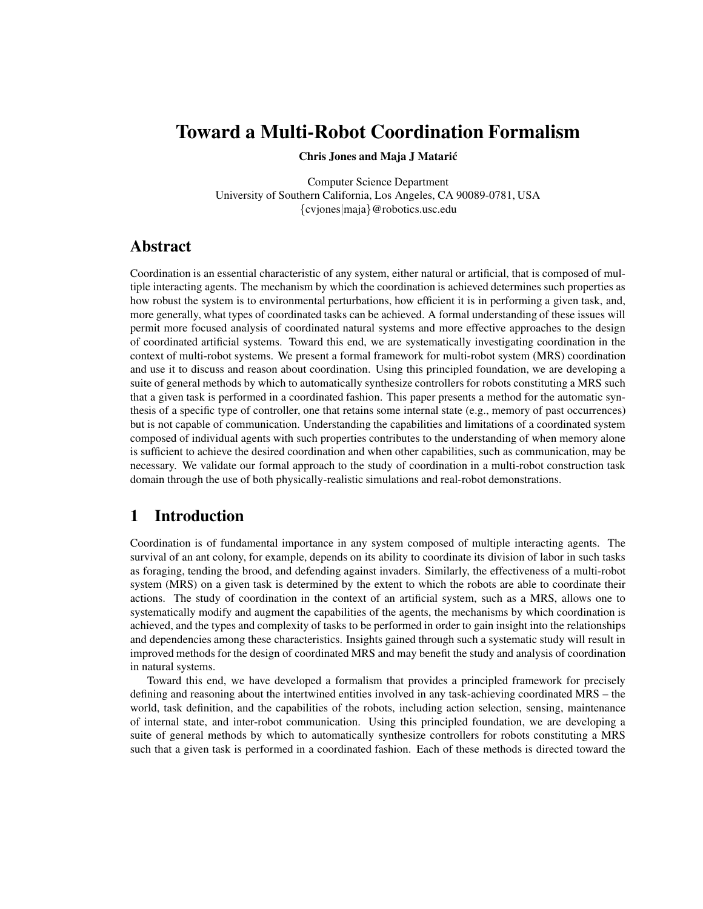# Toward a Multi-Robot Coordination Formalism

**Chris Jones and Maja J Matarić**

Computer Science Department
University of Southern California, Los Angeles, CA 90089-0781, USA
{cvjones|maja}@robotics.usc.edu

## Abstract

Coordination is an essential characteristic of any system, either natural or artificial, that is composed of multiple interacting agents. The mechanism by which the coordination is achieved determines such properties as how robust the system is to environmental perturbations, how efficient it is in performing a given task, and, more generally, what types of coordinated tasks can be achieved. A formal understanding of these issues will permit more focused analysis of coordinated natural systems and more effective approaches to the design of coordinated artificial systems. Toward this end, we are systematically investigating coordination in the context of multi-robot systems. We present a formal framework for multi-robot system (MRS) coordination and use it to discuss and reason about coordination. Using this principled foundation, we are developing a suite of general methods by which to automatically synthesize controllers for robots constituting a MRS such that a given task is performed in a coordinated fashion. This paper presents a method for the automatic synthesis of a specific type of controller, one that retains some internal state (e.g., memory of past occurrences) but is not capable of communication. Understanding the capabilities and limitations of a coordinated system composed of individual agents with such properties contributes to the understanding of when memory alone is sufficient to achieve the desired coordination and when other capabilities, such as communication, may be necessary. We validate our formal approach to the study of coordination in a multi-robot construction task domain through the use of both physically-realistic simulations and real-robot demonstrations.

## 1 Introduction

Coordination is of fundamental importance in any system composed of multiple interacting agents. The survival of an ant colony, for example, depends on its ability to coordinate its division of labor in such tasks as foraging, tending the brood, and defending against invaders. Similarly, the effectiveness of a multi-robot system (MRS) on a given task is determined by the extent to which the robots are able to coordinate their actions. The study of coordination in the context of an artificial system, such as a MRS, allows one to systematically modify and augment the capabilities of the agents, the mechanisms by which coordination is achieved, and the types and complexity of tasks to be performed in order to gain insight into the relationships and dependencies among these characteristics. Insights gained through such a systematic study will result in improved methods for the design of coordinated MRS and may benefit the study and analysis of coordination in natural systems.

Toward this end, we have developed a formalism that provides a principled framework for precisely defining and reasoning about the intertwined entities involved in any task-achieving coordinated MRS – the world, task definition, and the capabilities of the robots, including action selection, sensing, maintenance of internal state, and inter-robot communication. Using this principled foundation, we are developing a suite of general methods by which to automatically synthesize controllers for robots constituting a MRS such that a given task is performed in a coordinated fashion. Each of these methods is directed toward the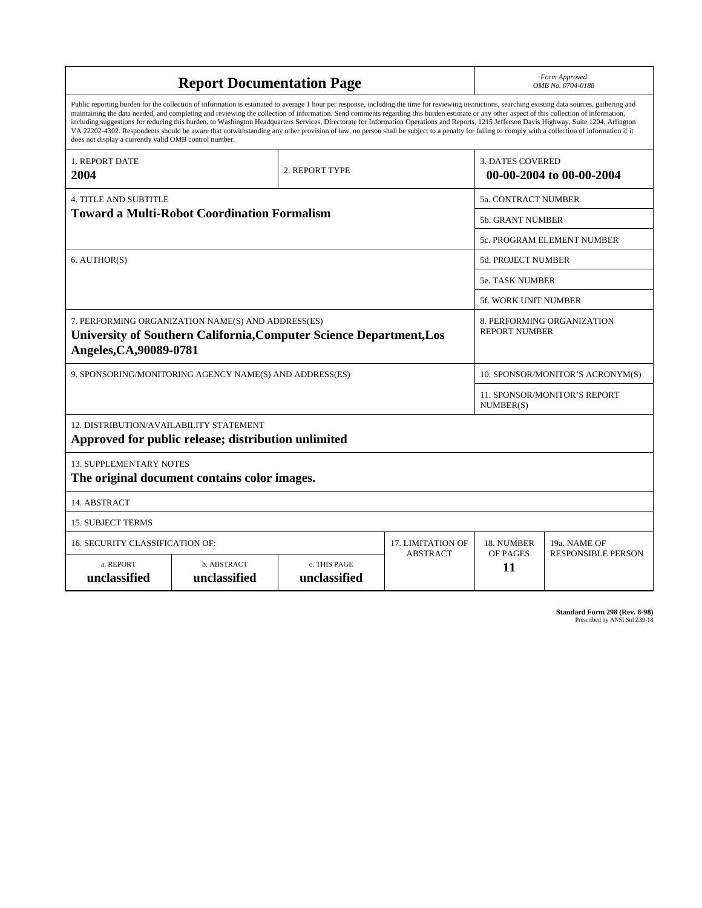# Report Documentation Page

*Form Approved*
*OMB No. 0704-0188*

Public reporting burden for the collection of information is estimated to average 1 hour per response, including the time for reviewing instructions, searching existing data sources, gathering and maintaining the data needed, and completing and reviewing the collection of information. Send comments regarding this burden estimate or any other aspect of this collection of information, including suggestions for reducing this burden, to Washington Headquarters Services, Directorate for Information Operations and Reports, 1215 Jefferson Davis Highway, Suite 1204, Arlington VA 22202-4302. Respondents should be aware that notwithstanding any other provision of law, no person shall be subject to a penalty for failing to comply with a collection of information if it does not display a currently valid OMB control number.

| 1. REPORT DATE | 2. REPORT TYPE | 3. DATES COVERED |
|---|---|---|
| **2004** | | **00-00-2004 to 00-00-2004** |

| 4. TITLE AND SUBTITLE | |
|---|---|
| **Toward a Multi-Robot Coordination Formalism** | 5a. CONTRACT NUMBER |
| | 5b. GRANT NUMBER |
| | 5c. PROGRAM ELEMENT NUMBER |
| 6. AUTHOR(S) | 5d. PROJECT NUMBER |
| | 5e. TASK NUMBER |
| | 5f. WORK UNIT NUMBER |
| 7. PERFORMING ORGANIZATION NAME(S) AND ADDRESS(ES) **University of Southern California,Computer Science Department,Los Angeles,CA,90089-0781** | 8. PERFORMING ORGANIZATION REPORT NUMBER |
| 9. SPONSORING/MONITORING AGENCY NAME(S) AND ADDRESS(ES) | 10. SPONSOR/MONITOR'S ACRONYM(S) |
| | 11. SPONSOR/MONITOR'S REPORT NUMBER(S) |

12. DISTRIBUTION/AVAILABILITY STATEMENT
**Approved for public release; distribution unlimited**

13. SUPPLEMENTARY NOTES
**The original document contains color images.**

14. ABSTRACT

15. SUBJECT TERMS

| 16. SECURITY CLASSIFICATION OF: | | | 17. LIMITATION OF ABSTRACT | 18. NUMBER OF PAGES | 19a. NAME OF RESPONSIBLE PERSON |
|---|---|---|---|---|---|
| a. REPORT | b. ABSTRACT | c. THIS PAGE | | | |
| **unclassified** | **unclassified** | **unclassified** | | **11** | |

**Standard Form 298 (Rev. 8-98)**
Prescribed by ANSI Std Z39-18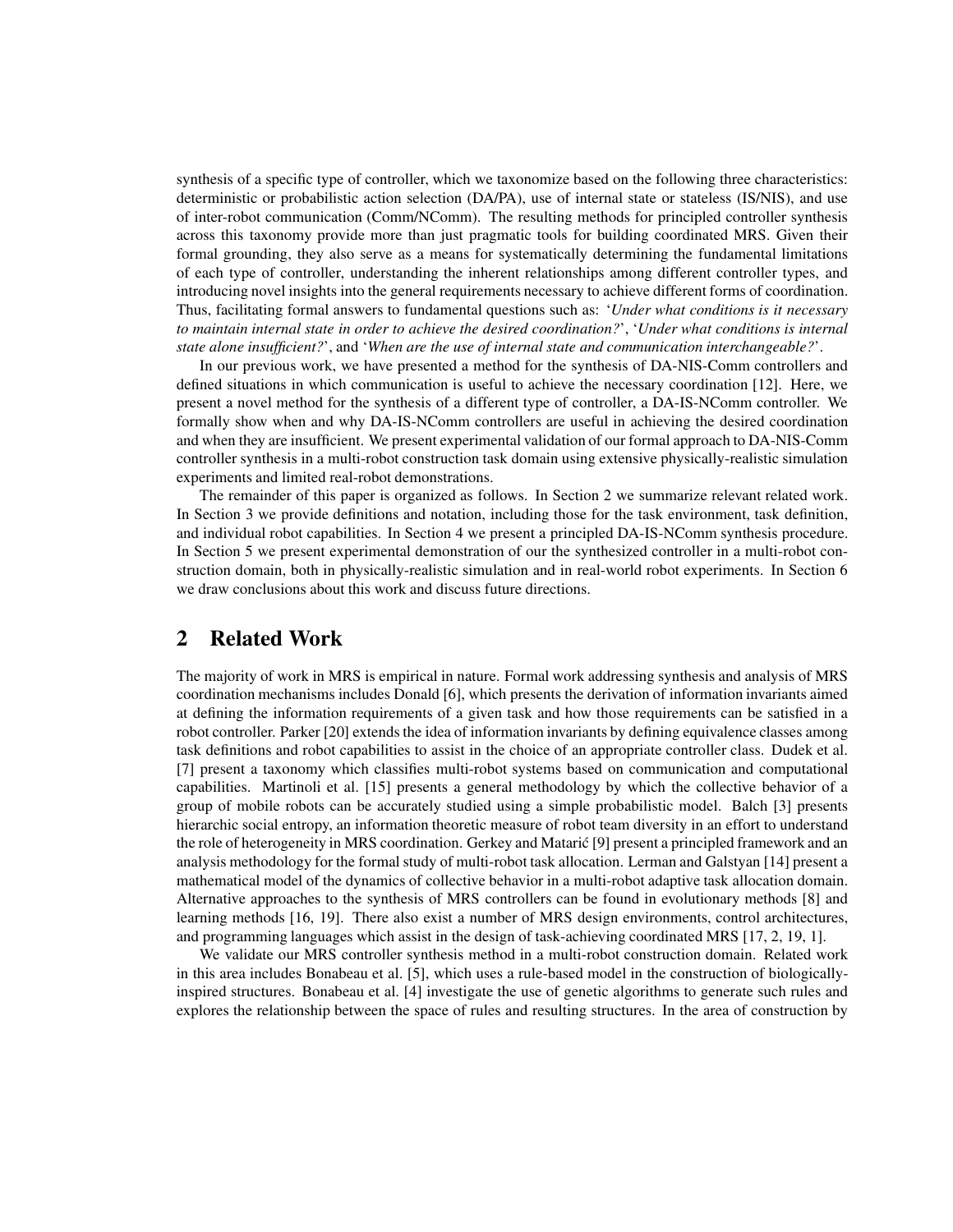synthesis of a specific type of controller, which we taxonomize based on the following three characteristics: deterministic or probabilistic action selection (DA/PA), use of internal state or stateless (IS/NIS), and use of inter-robot communication (Comm/NComm). The resulting methods for principled controller synthesis across this taxonomy provide more than just pragmatic tools for building coordinated MRS. Given their formal grounding, they also serve as a means for systematically determining the fundamental limitations of each type of controller, understanding the inherent relationships among different controller types, and introducing novel insights into the general requirements necessary to achieve different forms of coordination. Thus, facilitating formal answers to fundamental questions such as: '*Under what conditions is it necessary to maintain internal state in order to achieve the desired coordination?*', '*Under what conditions is internal state alone insufficient?*', and '*When are the use of internal state and communication interchangeable?*'.

In our previous work, we have presented a method for the synthesis of DA-NIS-Comm controllers and defined situations in which communication is useful to achieve the necessary coordination [12]. Here, we present a novel method for the synthesis of a different type of controller, a DA-IS-NComm controller. We formally show when and why DA-IS-NComm controllers are useful in achieving the desired coordination and when they are insufficient. We present experimental validation of our formal approach to DA-NIS-Comm controller synthesis in a multi-robot construction task domain using extensive physically-realistic simulation experiments and limited real-robot demonstrations.

The remainder of this paper is organized as follows. In Section 2 we summarize relevant related work. In Section 3 we provide definitions and notation, including those for the task environment, task definition, and individual robot capabilities. In Section 4 we present a principled DA-IS-NComm synthesis procedure. In Section 5 we present experimental demonstration of our the synthesized controller in a multi-robot construction domain, both in physically-realistic simulation and in real-world robot experiments. In Section 6 we draw conclusions about this work and discuss future directions.

## 2 Related Work

The majority of work in MRS is empirical in nature. Formal work addressing synthesis and analysis of MRS coordination mechanisms includes Donald [6], which presents the derivation of information invariants aimed at defining the information requirements of a given task and how those requirements can be satisfied in a robot controller. Parker [20] extends the idea of information invariants by defining equivalence classes among task definitions and robot capabilities to assist in the choice of an appropriate controller class. Dudek et al. [7] present a taxonomy which classifies multi-robot systems based on communication and computational capabilities. Martinoli et al. [15] presents a general methodology by which the collective behavior of a group of mobile robots can be accurately studied using a simple probabilistic model. Balch [3] presents hierarchic social entropy, an information theoretic measure of robot team diversity in an effort to understand the role of heterogeneity in MRS coordination. Gerkey and Matarić [9] present a principled framework and an analysis methodology for the formal study of multi-robot task allocation. Lerman and Galstyan [14] present a mathematical model of the dynamics of collective behavior in a multi-robot adaptive task allocation domain. Alternative approaches to the synthesis of MRS controllers can be found in evolutionary methods [8] and learning methods [16, 19]. There also exist a number of MRS design environments, control architectures, and programming languages which assist in the design of task-achieving coordinated MRS [17, 2, 19, 1].

We validate our MRS controller synthesis method in a multi-robot construction domain. Related work in this area includes Bonabeau et al. [5], which uses a rule-based model in the construction of biologically-inspired structures. Bonabeau et al. [4] investigate the use of genetic algorithms to generate such rules and explores the relationship between the space of rules and resulting structures. In the area of construction by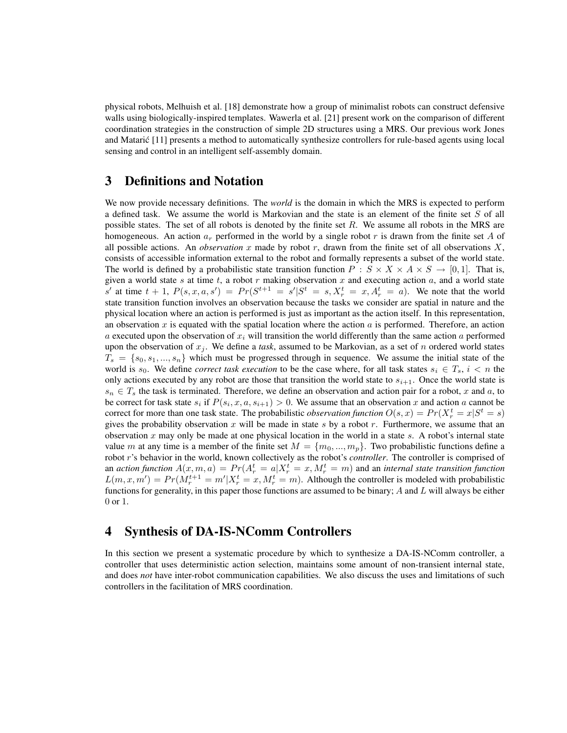physical robots, Melhuish et al. [18] demonstrate how a group of minimalist robots can construct defensive walls using biologically-inspired templates. Wawerla et al. [21] present work on the comparison of different coordination strategies in the construction of simple 2D structures using a MRS. Our previous work Jones and Matarić [11] presents a method to automatically synthesize controllers for rule-based agents using local sensing and control in an intelligent self-assembly domain.

## 3 Definitions and Notation

We now provide necessary definitions. The *world* is the domain in which the MRS is expected to perform a defined task. We assume the world is Markovian and the state is an element of the finite set $S$ of all possible states. The set of all robots is denoted by the finite set $R$. We assume all robots in the MRS are homogeneous. An action $a_r$ performed in the world by a single robot $r$ is drawn from the finite set $A$ of all possible actions. An *observation* $x$ made by robot $r$, drawn from the finite set of all observations $X$, consists of accessible information external to the robot and formally represents a subset of the world state. The world is defined by a probabilistic state transition function $P : S \times X \times A \times S \rightarrow [0, 1]$. That is, given a world state $s$ at time $t$, a robot $r$ making observation $x$ and executing action $a$, and a world state $s'$ at time $t + 1$, $P(s, x, a, s') = Pr(S^{t+1} = s' | S^t = s, X_r^t = x, A_r^t = a)$. We note that the world state transition function involves an observation because the tasks we consider are spatial in nature and the physical location where an action is performed is just as important as the action itself. In this representation, an observation $x$ is equated with the spatial location where the action $a$ is performed. Therefore, an action $a$ executed upon the observation of $x_i$ will transition the world differently than the same action $a$ performed upon the observation of $x_j$. We define a *task*, assumed to be Markovian, as a set of $n$ ordered world states $T_s = \{s_0, s_1, ..., s_n\}$ which must be progressed through in sequence. We assume the initial state of the world is $s_0$. We define *correct task execution* to be the case where, for all task states $s_i \in T_s$, $i < n$ the only actions executed by any robot are those that transition the world state to $s_{i+1}$. Once the world state is $s_n \in T_s$ the task is terminated. Therefore, we define an observation and action pair for a robot, $x$ and $a$, to be correct for task state $s_i$ if $P(s_i, x, a, s_{i+1}) > 0$. We assume that an observation $x$ and action $a$ cannot be correct for more than one task state. The probabilistic *observation function* $O(s, x) = Pr(X_r^t = x | S^t = s)$ gives the probability observation $x$ will be made in state $s$ by a robot $r$. Furthermore, we assume that an observation $x$ may only be made at one physical location in the world in a state $s$. A robot's internal state value $m$ at any time is a member of the finite set $M = \{m_0, ..., m_p\}$. Two probabilistic functions define a robot $r$'s behavior in the world, known collectively as the robot's *controller*. The controller is comprised of an *action function* $A(x, m, a) = Pr(A_r^t = a | X_r^t = x, M_r^t = m)$ and an *internal state transition function* $L(m, x, m') = Pr(M_r^{t+1} = m' | X_r^t = x, M_r^t = m)$. Although the controller is modeled with probabilistic functions for generality, in this paper those functions are assumed to be binary; $A$ and $L$ will always be either 0 or 1.

## 4 Synthesis of DA-IS-NComm Controllers

In this section we present a systematic procedure by which to synthesize a DA-IS-NComm controller, a controller that uses deterministic action selection, maintains some amount of non-transient internal state, and does *not* have inter-robot communication capabilities. We also discuss the uses and limitations of such controllers in the facilitation of MRS coordination.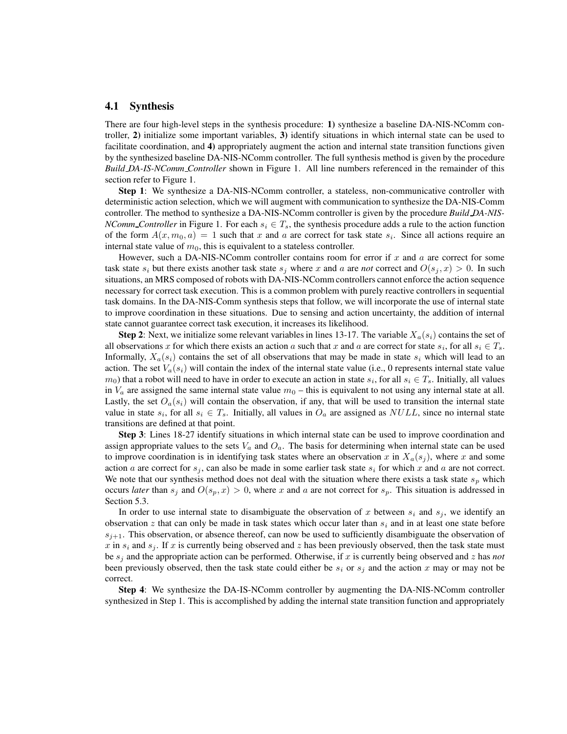### 4.1 Synthesis

There are four high-level steps in the synthesis procedure: **1)** synthesize a baseline DA-NIS-NComm controller, **2)** initialize some important variables, **3)** identify situations in which internal state can be used to facilitate coordination, and **4)** appropriately augment the action and internal state transition functions given by the synthesized baseline DA-NIS-NComm controller. The full synthesis method is given by the procedure *Build_DA-IS-NComm_Controller* shown in Figure 1. All line numbers referenced in the remainder of this section refer to Figure 1.

**Step 1**: We synthesize a DA-NIS-NComm controller, a stateless, non-communicative controller with deterministic action selection, which we will augment with communication to synthesize the DA-NIS-Comm controller. The method to synthesize a DA-NIS-NComm controller is given by the procedure *Build_DA-NIS-NComm_Controller* in Figure 1. For each $s_i \in T_s$, the synthesis procedure adds a rule to the action function of the form $A(x, m_0, a) = 1$ such that $x$ and $a$ are correct for task state $s_i$. Since all actions require an internal state value of $m_0$, this is equivalent to a stateless controller.

However, such a DA-NIS-NComm controller contains room for error if $x$ and $a$ are correct for some task state $s_i$ but there exists another task state $s_j$ where $x$ and $a$ are *not* correct and $O(s_j, x) > 0$. In such situations, an MRS composed of robots with DA-NIS-NComm controllers cannot enforce the action sequence necessary for correct task execution. This is a common problem with purely reactive controllers in sequential task domains. In the DA-NIS-Comm synthesis steps that follow, we will incorporate the use of internal state to improve coordination in these situations. Due to sensing and action uncertainty, the addition of internal state cannot guarantee correct task execution, it increases its likelihood.

**Step 2**: Next, we initialize some relevant variables in lines 13-17. The variable $X_a(s_i)$ contains the set of all observations $x$ for which there exists an action $a$ such that $x$ and $a$ are correct for state $s_i$, for all $s_i \in T_s$. Informally, $X_a(s_i)$ contains the set of all observations that may be made in state $s_i$ which will lead to an action. The set $V_a(s_i)$ will contain the index of the internal state value (i.e., 0 represents internal state value $m_0$) that a robot will need to have in order to execute an action in state $s_i$, for all $s_i \in T_s$. Initially, all values in $V_a$ are assigned the same internal state value $m_0$ – this is equivalent to not using any internal state at all. Lastly, the set $O_a(s_i)$ will contain the observation, if any, that will be used to transition the internal state value in state $s_i$, for all $s_i \in T_s$. Initially, all values in $O_a$ are assigned as $NULL$, since no internal state transitions are defined at that point.

**Step 3**: Lines 18-27 identify situations in which internal state can be used to improve coordination and assign appropriate values to the sets $V_a$ and $O_a$. The basis for determining when internal state can be used to improve coordination is in identifying task states where an observation $x$ in $X_a(s_j)$, where $x$ and some action $a$ are correct for $s_j$, can also be made in some earlier task state $s_i$ for which $x$ and $a$ are not correct. We note that our synthesis method does not deal with the situation where there exists a task state $s_p$ which occurs *later* than $s_j$ and $O(s_p, x) > 0$, where $x$ and $a$ are not correct for $s_p$. This situation is addressed in Section 5.3.

In order to use internal state to disambiguate the observation of $x$ between $s_i$ and $s_j$, we identify an observation $z$ that can only be made in task states which occur later than $s_i$ and in at least one state before $s_{j+1}$. This observation, or absence thereof, can now be used to sufficiently disambiguate the observation of $x$ in $s_i$ and $s_j$. If $x$ is currently being observed and $z$ has been previously observed, then the task state must be $s_j$ and the appropriate action can be performed. Otherwise, if $x$ is currently being observed and $z$ has *not* been previously observed, then the task state could either be $s_i$ or $s_j$ and the action $x$ may or may not be correct.

**Step 4**: We synthesize the DA-IS-NComm controller by augmenting the DA-NIS-NComm controller synthesized in Step 1. This is accomplished by adding the internal state transition function and appropriately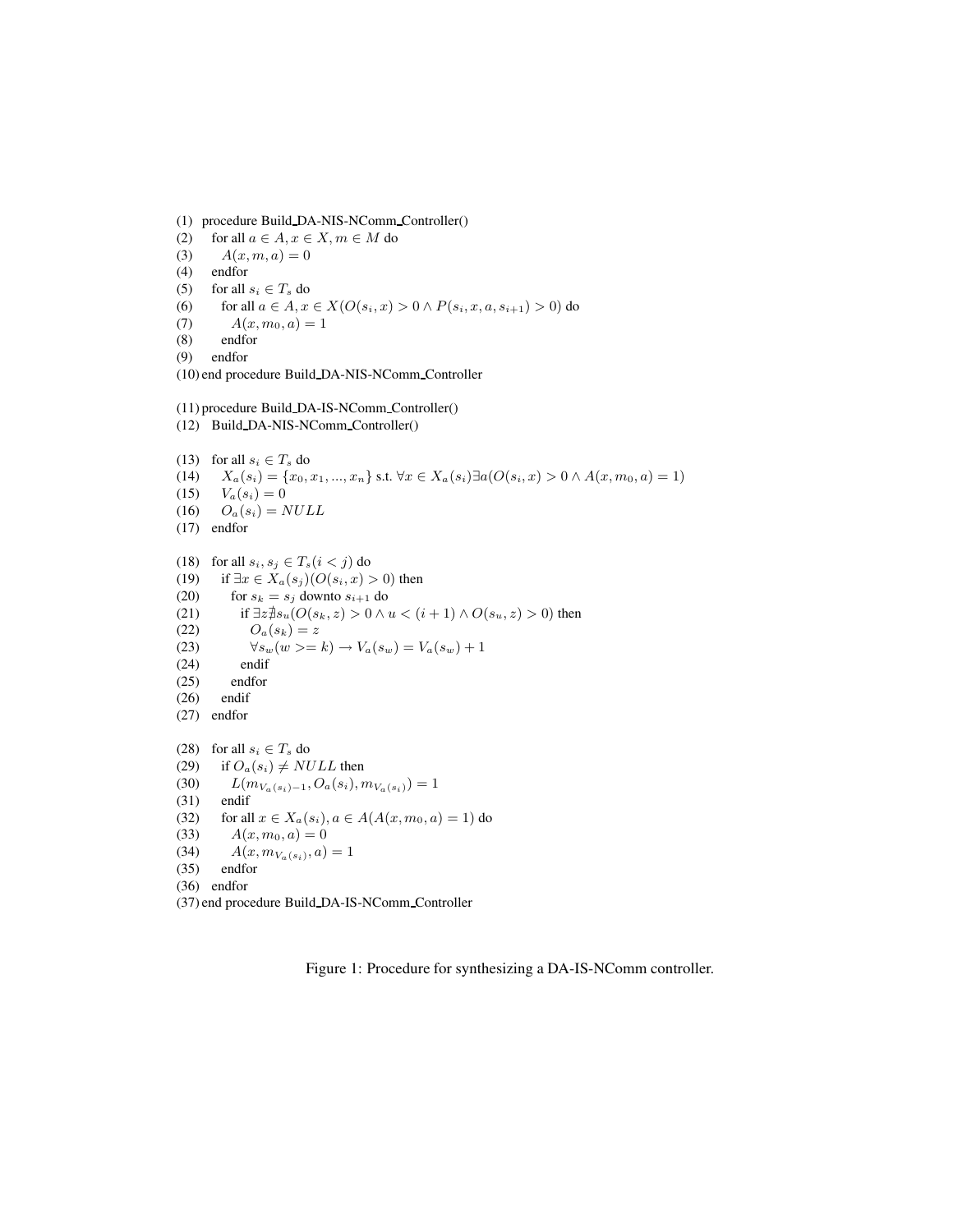(1) procedure Build_DA-NIS-NComm_Controller()
(2) for all $a \in A, x \in X, m \in M$ do
(3) $A(x, m, a) = 0$
(4) endfor
(5) for all $s_i \in T_s$ do
(6) for all $a \in A, x \in X(O(s_i, x) > 0 \wedge P(s_i, x, a, s_{i+1}) > 0)$ do
(7) $A(x, m_0, a) = 1$
(8) endfor
(9) endfor
(10) end procedure Build_DA-NIS-NComm_Controller

(11) procedure Build_DA-IS-NComm_Controller()
(12) Build_DA-NIS-NComm_Controller()

(13) for all $s_i \in T_s$ do
(14) $X_a(s_i) = \{x_0, x_1, ..., x_n\}$ s.t. $\forall x \in X_a(s_i) \exists a(O(s_i, x) > 0 \wedge A(x, m_0, a) = 1)$
(15) $V_a(s_i) = 0$
(16) $O_a(s_i) = NULL$
(17) endfor

(18) for all $s_i, s_j \in T_s (i < j)$ do
(19) if $\exists x \in X_a(s_j)(O(s_i, x) > 0)$ then
(20) for $s_k = s_j$ downto $s_{i+1}$ do
(21) if $\exists z \nexists s_u (O(s_k, z) > 0 \wedge u < (i+1) \wedge O(s_u, z) > 0)$ then
(22) $O_a(s_k) = z$
(23) $\forall s_w (w >= k) \rightarrow V_a(s_w) = V_a(s_w) + 1$
(24) endif
(25) endfor
(26) endif
(27) endfor

(28) for all $s_i \in T_s$ do
(29) if $O_a(s_i) \neq NULL$ then
(30) $L(m_{V_a(s_i)-1}, O_a(s_i), m_{V_a(s_i)}) = 1$
(31) endif
(32) for all $x \in X_a(s_i), a \in A(A(x, m_0, a) = 1)$ do
(33) $A(x, m_0, a) = 0$
(34) $A(x, m_{V_a(s_i)}, a) = 1$
(35) endfor
(36) endfor
(37) end procedure Build_DA-IS-NComm_Controller

Figure 1: Procedure for synthesizing a DA-IS-NComm controller.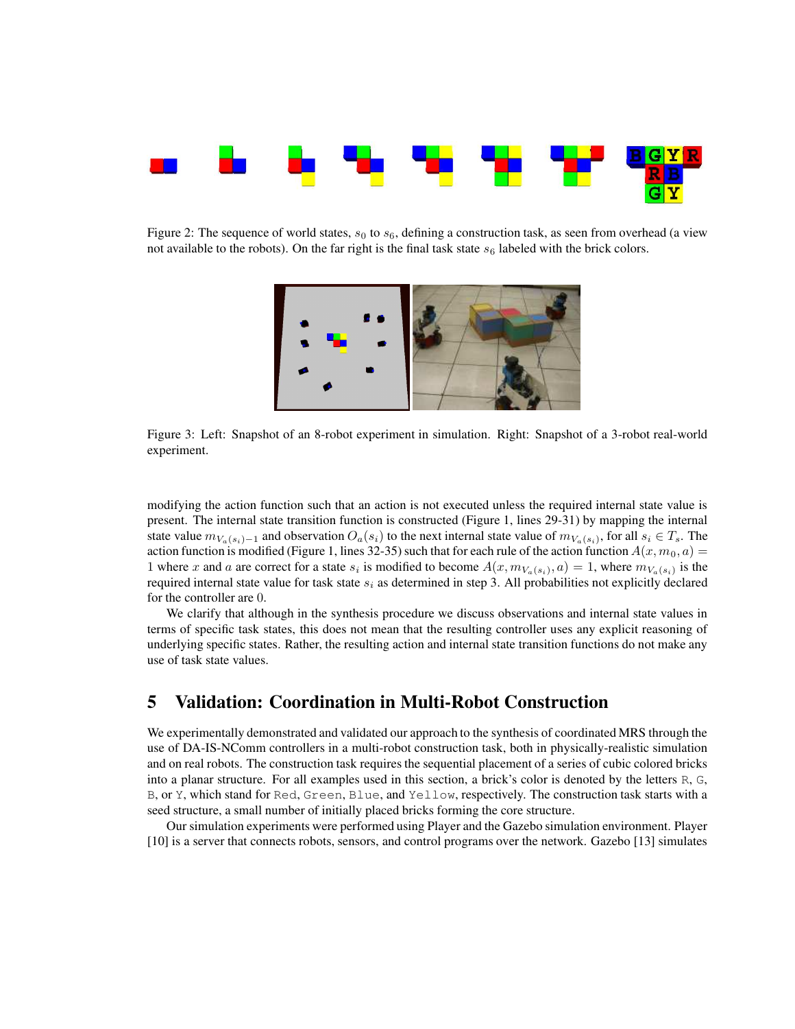Figure 2: The sequence of world states, $s_0$ to $s_6$, defining a construction task, as seen from overhead (a view not available to the robots). On the far right is the final task state $s_6$ labeled with the brick colors.

Figure 3: Left: Snapshot of an 8-robot experiment in simulation. Right: Snapshot of a 3-robot real-world experiment.

modifying the action function such that an action is not executed unless the required internal state value is present. The internal state transition function is constructed (Figure 1, lines 29-31) by mapping the internal state value $m_{V_a(s_i)-1}$ and observation $O_a(s_i)$ to the next internal state value of $m_{V_a(s_i)}$, for all $s_i \in T_s$. The action function is modified (Figure 1, lines 32-35) such that for each rule of the action function $A(x, m_0, a) = 1$ where $x$ and $a$ are correct for a state $s_i$ is modified to become $A(x, m_{V_a(s_i)}, a) = 1$, where $m_{V_a(s_i)}$ is the required internal state value for task state $s_i$ as determined in step 3. All probabilities not explicitly declared for the controller are 0.

We clarify that although in the synthesis procedure we discuss observations and internal state values in terms of specific task states, this does not mean that the resulting controller uses any explicit reasoning of underlying specific states. Rather, the resulting action and internal state transition functions do not make any use of task state values.

## 5 Validation: Coordination in Multi-Robot Construction

We experimentally demonstrated and validated our approach to the synthesis of coordinated MRS through the use of DA-IS-NComm controllers in a multi-robot construction task, both in physically-realistic simulation and on real robots. The construction task requires the sequential placement of a series of cubic colored bricks into a planar structure. For all examples used in this section, a brick's color is denoted by the letters R, G, B, or Y, which stand for Red, Green, Blue, and Yellow, respectively. The construction task starts with a seed structure, a small number of initially placed bricks forming the core structure.

Our simulation experiments were performed using Player and the Gazebo simulation environment. Player [10] is a server that connects robots, sensors, and control programs over the network. Gazebo [13] simulates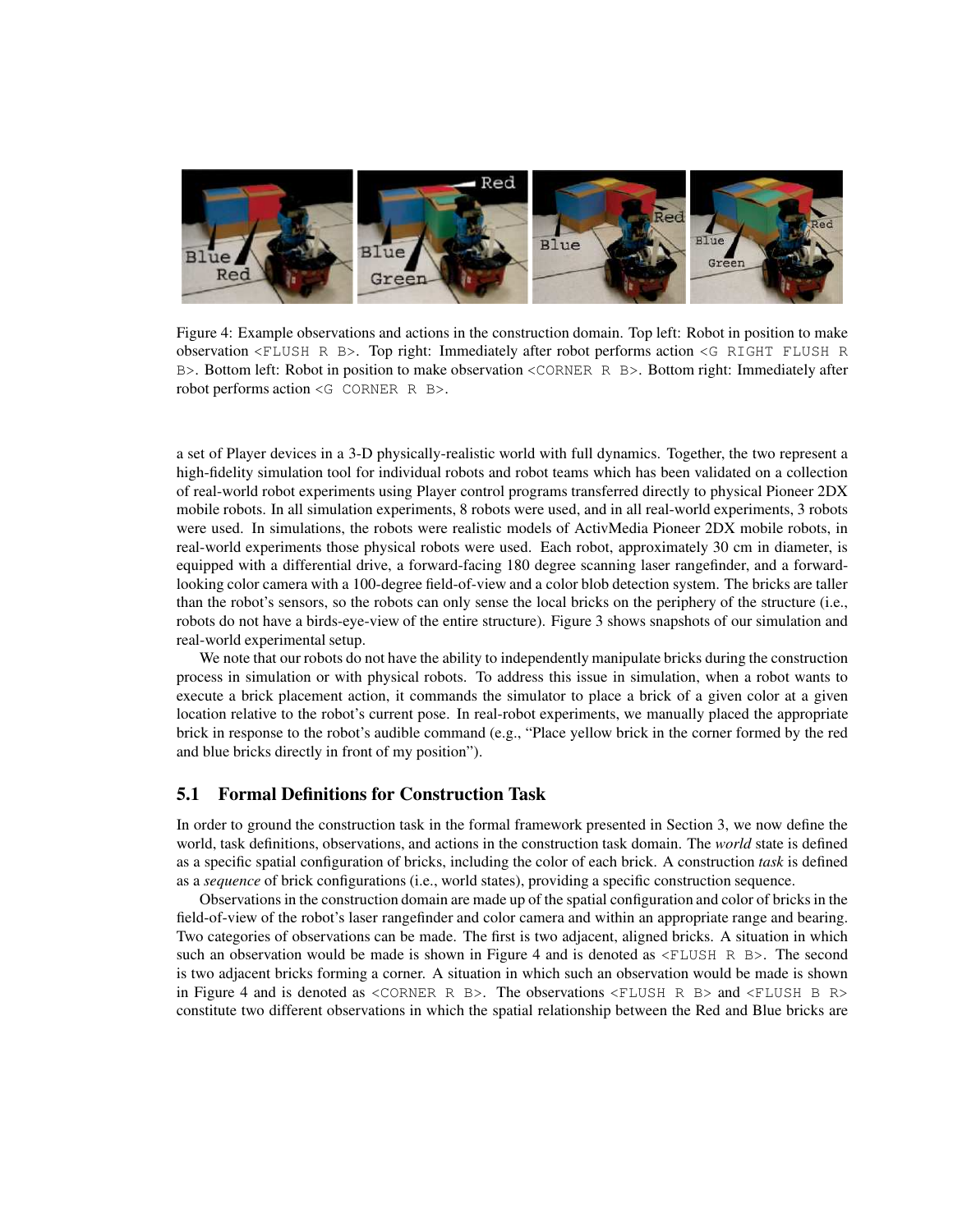Figure 4: Example observations and actions in the construction domain. Top left: Robot in position to make observation <FLUSH R B>. Top right: Immediately after robot performs action <G RIGHT FLUSH R B>. Bottom left: Robot in position to make observation <CORNER R B>. Bottom right: Immediately after robot performs action <G CORNER R B>.

a set of Player devices in a 3-D physically-realistic world with full dynamics. Together, the two represent a high-fidelity simulation tool for individual robots and robot teams which has been validated on a collection of real-world robot experiments using Player control programs transferred directly to physical Pioneer 2DX mobile robots. In all simulation experiments, 8 robots were used, and in all real-world experiments, 3 robots were used. In simulations, the robots were realistic models of ActivMedia Pioneer 2DX mobile robots, in real-world experiments those physical robots were used. Each robot, approximately 30 cm in diameter, is equipped with a differential drive, a forward-facing 180 degree scanning laser rangefinder, and a forward-looking color camera with a 100-degree field-of-view and a color blob detection system. The bricks are taller than the robot's sensors, so the robots can only sense the local bricks on the periphery of the structure (i.e., robots do not have a birds-eye-view of the entire structure). Figure 3 shows snapshots of our simulation and real-world experimental setup.

We note that our robots do not have the ability to independently manipulate bricks during the construction process in simulation or with physical robots. To address this issue in simulation, when a robot wants to execute a brick placement action, it commands the simulator to place a brick of a given color at a given location relative to the robot's current pose. In real-robot experiments, we manually placed the appropriate brick in response to the robot's audible command (e.g., "Place yellow brick in the corner formed by the red and blue bricks directly in front of my position").

## 5.1 Formal Definitions for Construction Task

In order to ground the construction task in the formal framework presented in Section 3, we now define the world, task definitions, observations, and actions in the construction task domain. The *world* state is defined as a specific spatial configuration of bricks, including the color of each brick. A construction *task* is defined as a *sequence* of brick configurations (i.e., world states), providing a specific construction sequence.

Observations in the construction domain are made up of the spatial configuration and color of bricks in the field-of-view of the robot's laser rangefinder and color camera and within an appropriate range and bearing. Two categories of observations can be made. The first is two adjacent, aligned bricks. A situation in which such an observation would be made is shown in Figure 4 and is denoted as <FLUSH R B>. The second is two adjacent bricks forming a corner. A situation in which such an observation would be made is shown in Figure 4 and is denoted as <CORNER R B>. The observations <FLUSH R B> and <FLUSH B R> constitute two different observations in which the spatial relationship between the Red and Blue bricks are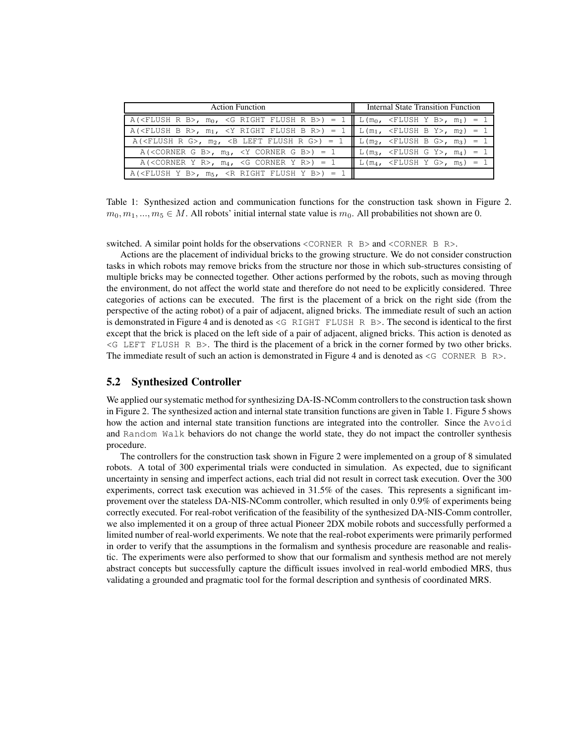| Action Function | Internal State Transition Function |
|---|---|
| A(<FLUSH R B>, $m_0$, <G RIGHT FLUSH R B>) = 1 | L($m_0$, <FLUSH Y B>, $m_1$) = 1 |
| A(<FLUSH B R>, $m_1$, <Y RIGHT FLUSH B R>) = 1 | L($m_1$, <FLUSH B Y>, $m_2$) = 1 |
| A(<FLUSH R G>, $m_2$, <B LEFT FLUSH R G>) = 1 | L($m_2$, <FLUSH B G>, $m_3$) = 1 |
| A(<CORNER G B>, $m_3$, <Y CORNER G B>) = 1 | L($m_3$, <FLUSH G Y>, $m_4$) = 1 |
| A(<CORNER Y R>, $m_4$, <G CORNER Y R>) = 1 | L($m_4$, <FLUSH Y G>, $m_5$) = 1 |
| A(<FLUSH Y B>, $m_5$, <R RIGHT FLUSH Y B>) = 1 | |

Table 1: Synthesized action and communication functions for the construction task shown in Figure 2. $m_0, m_1, ..., m_5 \in M$. All robots' initial internal state value is $m_0$. All probabilities not shown are 0.

switched. A similar point holds for the observations <CORNER R B> and <CORNER B R>.

Actions are the placement of individual bricks to the growing structure. We do not consider construction tasks in which robots may remove bricks from the structure nor those in which sub-structures consisting of multiple bricks may be connected together. Other actions performed by the robots, such as moving through the environment, do not affect the world state and therefore do not need to be explicitly considered. Three categories of actions can be executed. The first is the placement of a brick on the right side (from the perspective of the acting robot) of a pair of adjacent, aligned bricks. The immediate result of such an action is demonstrated in Figure 4 and is denoted as <G RIGHT FLUSH R B>. The second is identical to the first except that the brick is placed on the left side of a pair of adjacent, aligned bricks. This action is denoted as <G LEFT FLUSH R B>. The third is the placement of a brick in the corner formed by two other bricks. The immediate result of such an action is demonstrated in Figure 4 and is denoted as <G CORNER B R>.

## 5.2 Synthesized Controller

We applied our systematic method for synthesizing DA-IS-NComm controllers to the construction task shown in Figure 2. The synthesized action and internal state transition functions are given in Table 1. Figure 5 shows how the action and internal state transition functions are integrated into the controller. Since the Avoid and Random Walk behaviors do not change the world state, they do not impact the controller synthesis procedure.

The controllers for the construction task shown in Figure 2 were implemented on a group of 8 simulated robots. A total of 300 experimental trials were conducted in simulation. As expected, due to significant uncertainty in sensing and imperfect actions, each trial did not result in correct task execution. Over the 300 experiments, correct task execution was achieved in 31.5% of the cases. This represents a significant improvement over the stateless DA-NIS-NComm controller, which resulted in only 0.9% of experiments being correctly executed. For real-robot verification of the feasibility of the synthesized DA-NIS-Comm controller, we also implemented it on a group of three actual Pioneer 2DX mobile robots and successfully performed a limited number of real-world experiments. We note that the real-robot experiments were primarily performed in order to verify that the assumptions in the formalism and synthesis procedure are reasonable and realistic. The experiments were also performed to show that our formalism and synthesis method are not merely abstract concepts but successfully capture the difficult issues involved in real-world embodied MRS, thus validating a grounded and pragmatic tool for the formal description and synthesis of coordinated MRS.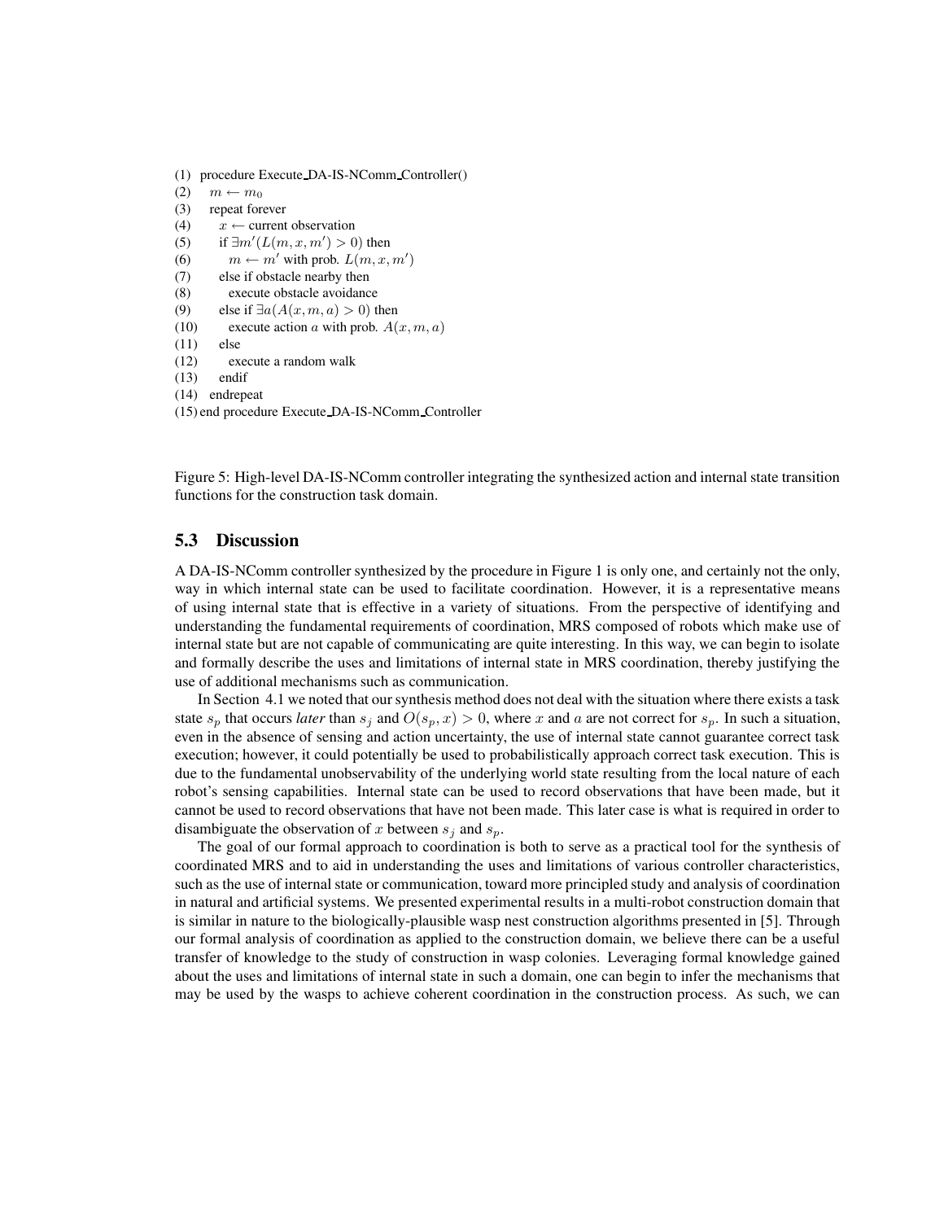```
(1)  procedure Execute_DA-IS-NComm_Controller()
(2)    m ← m_0
(3)    repeat forever
(4)      x ← current observation
(5)      if ∃m′(L(m, x, m′) > 0) then
(6)        m ← m′ with prob. L(m, x, m′)
(7)      else if obstacle nearby then
(8)        execute obstacle avoidance
(9)      else if ∃a(A(x, m, a) > 0) then
(10)       execute action a with prob. A(x, m, a)
(11)     else
(12)       execute a random walk
(13)     endif
(14)   endrepeat
(15) end procedure Execute_DA-IS-NComm_Controller
```

Figure 5: High-level DA-IS-NComm controller integrating the synthesized action and internal state transition functions for the construction task domain.

### 5.3 Discussion

A DA-IS-NComm controller synthesized by the procedure in Figure 1 is only one, and certainly not the only, way in which internal state can be used to facilitate coordination. However, it is a representative means of using internal state that is effective in a variety of situations. From the perspective of identifying and understanding the fundamental requirements of coordination, MRS composed of robots which make use of internal state but are not capable of communicating are quite interesting. In this way, we can begin to isolate and formally describe the uses and limitations of internal state in MRS coordination, thereby justifying the use of additional mechanisms such as communication.

In Section 4.1 we noted that our synthesis method does not deal with the situation where there exists a task state $s_p$ that occurs *later* than $s_j$ and $O(s_p, x) > 0$, where $x$ and $a$ are not correct for $s_p$. In such a situation, even in the absence of sensing and action uncertainty, the use of internal state cannot guarantee correct task execution; however, it could potentially be used to probabilistically approach correct task execution. This is due to the fundamental unobservability of the underlying world state resulting from the local nature of each robot's sensing capabilities. Internal state can be used to record observations that have been made, but it cannot be used to record observations that have not been made. This later case is what is required in order to disambiguate the observation of $x$ between $s_j$ and $s_p$.

The goal of our formal approach to coordination is both to serve as a practical tool for the synthesis of coordinated MRS and to aid in understanding the uses and limitations of various controller characteristics, such as the use of internal state or communication, toward more principled study and analysis of coordination in natural and artificial systems. We presented experimental results in a multi-robot construction domain that is similar in nature to the biologically-plausible wasp nest construction algorithms presented in [5]. Through our formal analysis of coordination as applied to the construction domain, we believe there can be a useful transfer of knowledge to the study of construction in wasp colonies. Leveraging formal knowledge gained about the uses and limitations of internal state in such a domain, one can begin to infer the mechanisms that may be used by the wasps to achieve coherent coordination in the construction process. As such, we can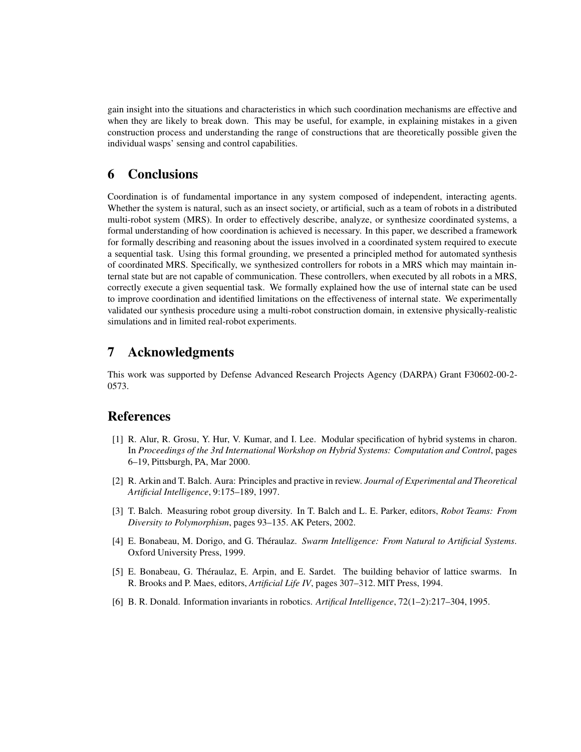gain insight into the situations and characteristics in which such coordination mechanisms are effective and when they are likely to break down. This may be useful, for example, in explaining mistakes in a given construction process and understanding the range of constructions that are theoretically possible given the individual wasps' sensing and control capabilities.

## 6 Conclusions

Coordination is of fundamental importance in any system composed of independent, interacting agents. Whether the system is natural, such as an insect society, or artificial, such as a team of robots in a distributed multi-robot system (MRS). In order to effectively describe, analyze, or synthesize coordinated systems, a formal understanding of how coordination is achieved is necessary. In this paper, we described a framework for formally describing and reasoning about the issues involved in a coordinated system required to execute a sequential task. Using this formal grounding, we presented a principled method for automated synthesis of coordinated MRS. Specifically, we synthesized controllers for robots in a MRS which may maintain internal state but are not capable of communication. These controllers, when executed by all robots in a MRS, correctly execute a given sequential task. We formally explained how the use of internal state can be used to improve coordination and identified limitations on the effectiveness of internal state. We experimentally validated our synthesis procedure using a multi-robot construction domain, in extensive physically-realistic simulations and in limited real-robot experiments.

## 7 Acknowledgments

This work was supported by Defense Advanced Research Projects Agency (DARPA) Grant F30602-00-2-0573.

## References

[1] R. Alur, R. Grosu, Y. Hur, V. Kumar, and I. Lee. Modular specification of hybrid systems in charon. In *Proceedings of the 3rd International Workshop on Hybrid Systems: Computation and Control*, pages 6–19, Pittsburgh, PA, Mar 2000.

[2] R. Arkin and T. Balch. Aura: Principles and practive in review. *Journal of Experimental and Theoretical Artificial Intelligence*, 9:175–189, 1997.

[3] T. Balch. Measuring robot group diversity. In T. Balch and L. E. Parker, editors, *Robot Teams: From Diversity to Polymorphism*, pages 93–135. AK Peters, 2002.

[4] E. Bonabeau, M. Dorigo, and G. Théraulaz. *Swarm Intelligence: From Natural to Artificial Systems*. Oxford University Press, 1999.

[5] E. Bonabeau, G. Théraulaz, E. Arpin, and E. Sardet. The building behavior of lattice swarms. In R. Brooks and P. Maes, editors, *Artificial Life IV*, pages 307–312. MIT Press, 1994.

[6] B. R. Donald. Information invariants in robotics. *Artifical Intelligence*, 72(1–2):217–304, 1995.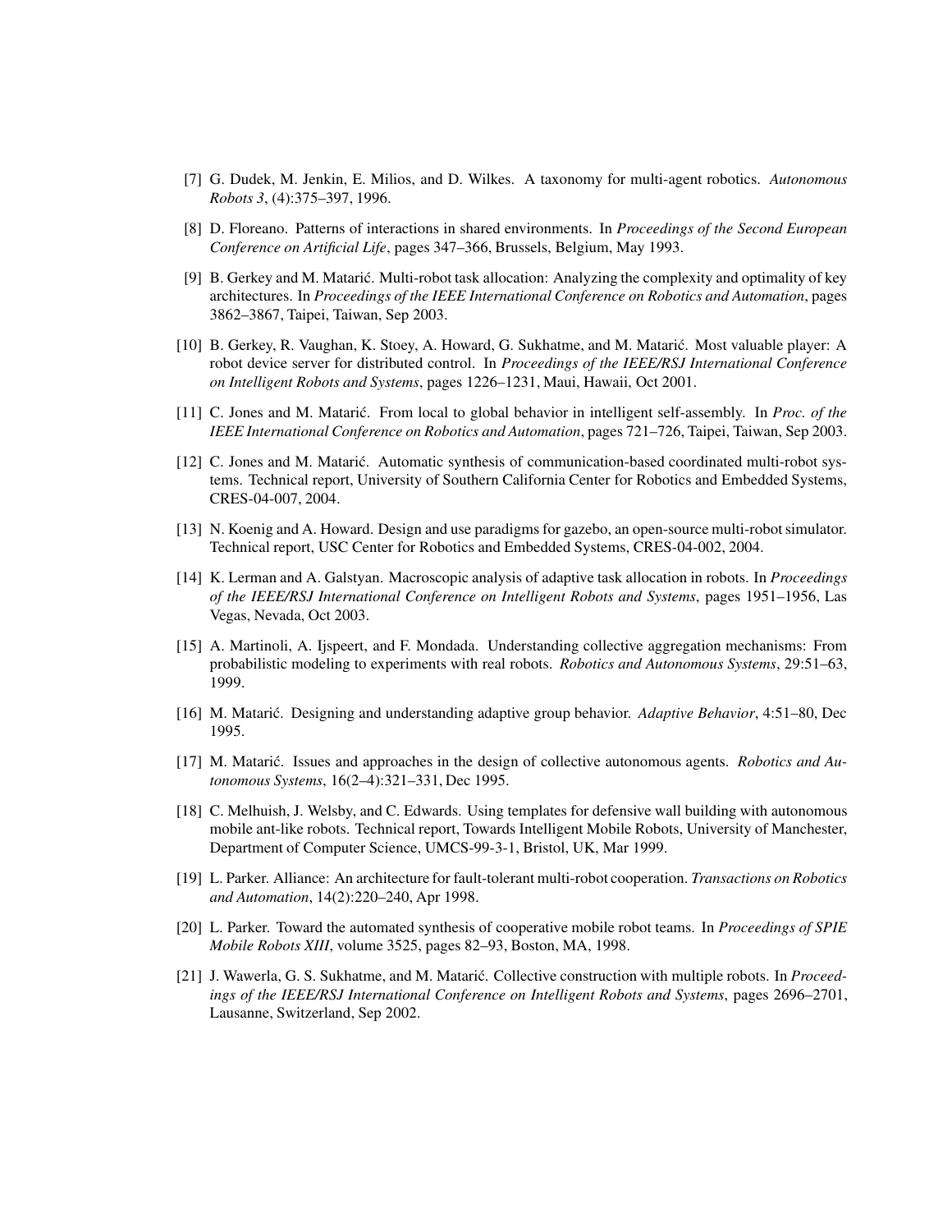[7] G. Dudek, M. Jenkin, E. Milios, and D. Wilkes. A taxonomy for multi-agent robotics. *Autonomous Robots 3*, (4):375–397, 1996.

[8] D. Floreano. Patterns of interactions in shared environments. In *Proceedings of the Second European Conference on Artificial Life*, pages 347–366, Brussels, Belgium, May 1993.

[9] B. Gerkey and M. Matarić. Multi-robot task allocation: Analyzing the complexity and optimality of key architectures. In *Proceedings of the IEEE International Conference on Robotics and Automation*, pages 3862–3867, Taipei, Taiwan, Sep 2003.

[10] B. Gerkey, R. Vaughan, K. Stoey, A. Howard, G. Sukhatme, and M. Matarić. Most valuable player: A robot device server for distributed control. In *Proceedings of the IEEE/RSJ International Conference on Intelligent Robots and Systems*, pages 1226–1231, Maui, Hawaii, Oct 2001.

[11] C. Jones and M. Matarić. From local to global behavior in intelligent self-assembly. In *Proc. of the IEEE International Conference on Robotics and Automation*, pages 721–726, Taipei, Taiwan, Sep 2003.

[12] C. Jones and M. Matarić. Automatic synthesis of communication-based coordinated multi-robot systems. Technical report, University of Southern California Center for Robotics and Embedded Systems, CRES-04-007, 2004.

[13] N. Koenig and A. Howard. Design and use paradigms for gazebo, an open-source multi-robot simulator. Technical report, USC Center for Robotics and Embedded Systems, CRES-04-002, 2004.

[14] K. Lerman and A. Galstyan. Macroscopic analysis of adaptive task allocation in robots. In *Proceedings of the IEEE/RSJ International Conference on Intelligent Robots and Systems*, pages 1951–1956, Las Vegas, Nevada, Oct 2003.

[15] A. Martinoli, A. Ijspeert, and F. Mondada. Understanding collective aggregation mechanisms: From probabilistic modeling to experiments with real robots. *Robotics and Autonomous Systems*, 29:51–63, 1999.

[16] M. Matarić. Designing and understanding adaptive group behavior. *Adaptive Behavior*, 4:51–80, Dec 1995.

[17] M. Matarić. Issues and approaches in the design of collective autonomous agents. *Robotics and Autonomous Systems*, 16(2–4):321–331, Dec 1995.

[18] C. Melhuish, J. Welsby, and C. Edwards. Using templates for defensive wall building with autonomous mobile ant-like robots. Technical report, Towards Intelligent Mobile Robots, University of Manchester, Department of Computer Science, UMCS-99-3-1, Bristol, UK, Mar 1999.

[19] L. Parker. Alliance: An architecture for fault-tolerant multi-robot cooperation. *Transactions on Robotics and Automation*, 14(2):220–240, Apr 1998.

[20] L. Parker. Toward the automated synthesis of cooperative mobile robot teams. In *Proceedings of SPIE Mobile Robots XIII*, volume 3525, pages 82–93, Boston, MA, 1998.

[21] J. Wawerla, G. S. Sukhatme, and M. Matarić. Collective construction with multiple robots. In *Proceedings of the IEEE/RSJ International Conference on Intelligent Robots and Systems*, pages 2696–2701, Lausanne, Switzerland, Sep 2002.